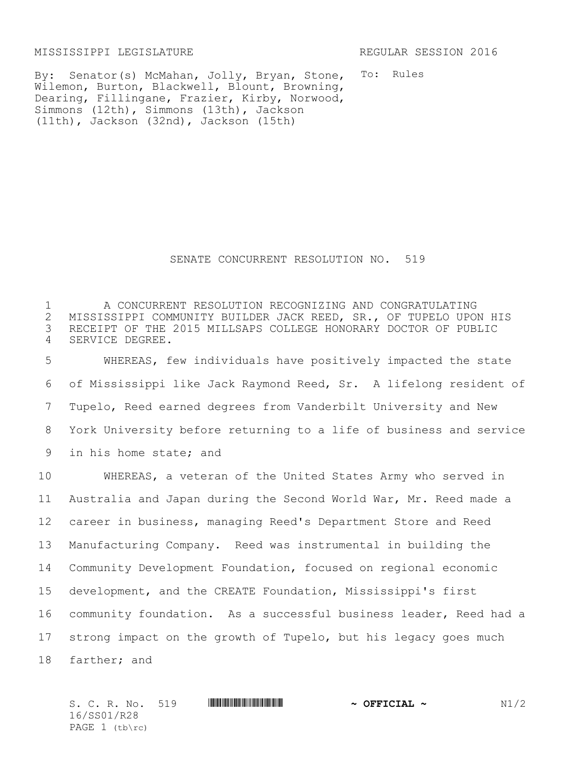MISSISSIPPI LEGISLATURE REGULAR SESSION 2016

By: Senator(s) McMahan, Jolly, Bryan, Stone, Wilemon, Burton, Blackwell, Blount, Browning, Dearing, Fillingane, Frazier, Kirby, Norwood, Simmons (12th), Simmons (13th), Jackson (11th), Jackson (32nd), Jackson (15th)

To: Rules

# SENATE CONCURRENT RESOLUTION NO. 519

A CONCURRENT RESOLUTION RECOGNIZING AND CONGRATULATING MISSISSIPPI COMMUNITY BUILDER JACK REED, SR., OF TUPELO UPON HIS RECEIPT OF THE 2015 MILLSAPS COLLEGE HONORARY DOCTOR OF PUBLIC SERVICE DEGREE.

WHEREAS, few individuals have positively impacted the state of Mississippi like Jack Raymond Reed, Sr. A lifelong resident of Tupelo, Reed earned degrees from Vanderbilt University and New York University before returning to a life of business and service in his home state; and

WHEREAS, a veteran of the United States Army who served in Australia and Japan during the Second World War, Mr. Reed made a career in business, managing Reed's Department Store and Reed Manufacturing Company. Reed was instrumental in building the Community Development Foundation, focused on regional economic development, and the CREATE Foundation, Mississippi's first community foundation. As a successful business leader, Reed had a strong impact on the growth of Tupelo, but his legacy goes much farther; and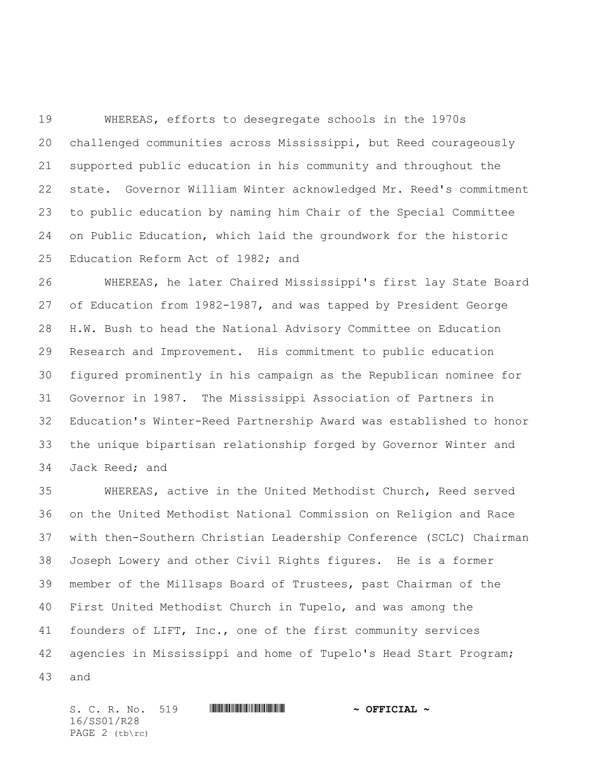WHEREAS, efforts to desegregate schools in the 1970s challenged communities across Mississippi, but Reed courageously supported public education in his community and throughout the state. Governor William Winter acknowledged Mr. Reed's commitment to public education by naming him Chair of the Special Committee on Public Education, which laid the groundwork for the historic Education Reform Act of 1982; and

WHEREAS, he later Chaired Mississippi's first lay State Board of Education from 1982-1987, and was tapped by President George H.W. Bush to head the National Advisory Committee on Education Research and Improvement. His commitment to public education figured prominently in his campaign as the Republican nominee for Governor in 1987. The Mississippi Association of Partners in Education's Winter-Reed Partnership Award was established to honor the unique bipartisan relationship forged by Governor Winter and Jack Reed; and

WHEREAS, active in the United Methodist Church, Reed served on the United Methodist National Commission on Religion and Race with then-Southern Christian Leadership Conference (SCLC) Chairman Joseph Lowery and other Civil Rights figures. He is a former member of the Millsaps Board of Trustees, past Chairman of the First United Methodist Church in Tupelo, and was among the founders of LIFT, Inc., one of the first community services agencies in Mississippi and home of Tupelo's Head Start Program; and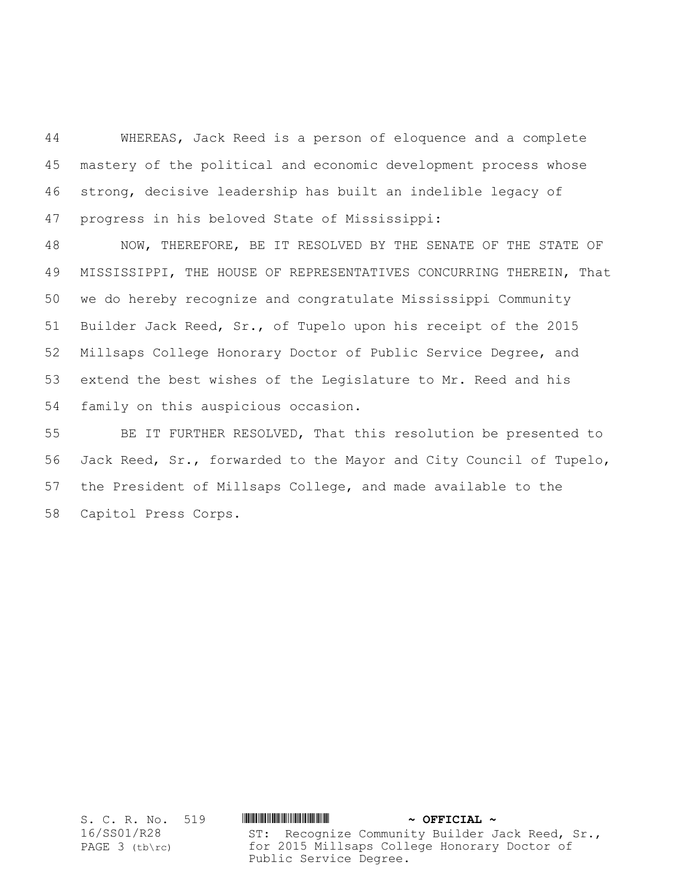WHEREAS, Jack Reed is a person of eloquence and a complete mastery of the political and economic development process whose strong, decisive leadership has built an indelible legacy of progress in his beloved State of Mississippi:

NOW, THEREFORE, BE IT RESOLVED BY THE SENATE OF THE STATE OF MISSISSIPPI, THE HOUSE OF REPRESENTATIVES CONCURRING THEREIN, That we do hereby recognize and congratulate Mississippi Community Builder Jack Reed, Sr., of Tupelo upon his receipt of the 2015 Millsaps College Honorary Doctor of Public Service Degree, and extend the best wishes of the Legislature to Mr. Reed and his family on this auspicious occasion.

BE IT FURTHER RESOLVED, That this resolution be presented to Jack Reed, Sr., forwarded to the Mayor and City Council of Tupelo, the President of Millsaps College, and made available to the Capitol Press Corps.